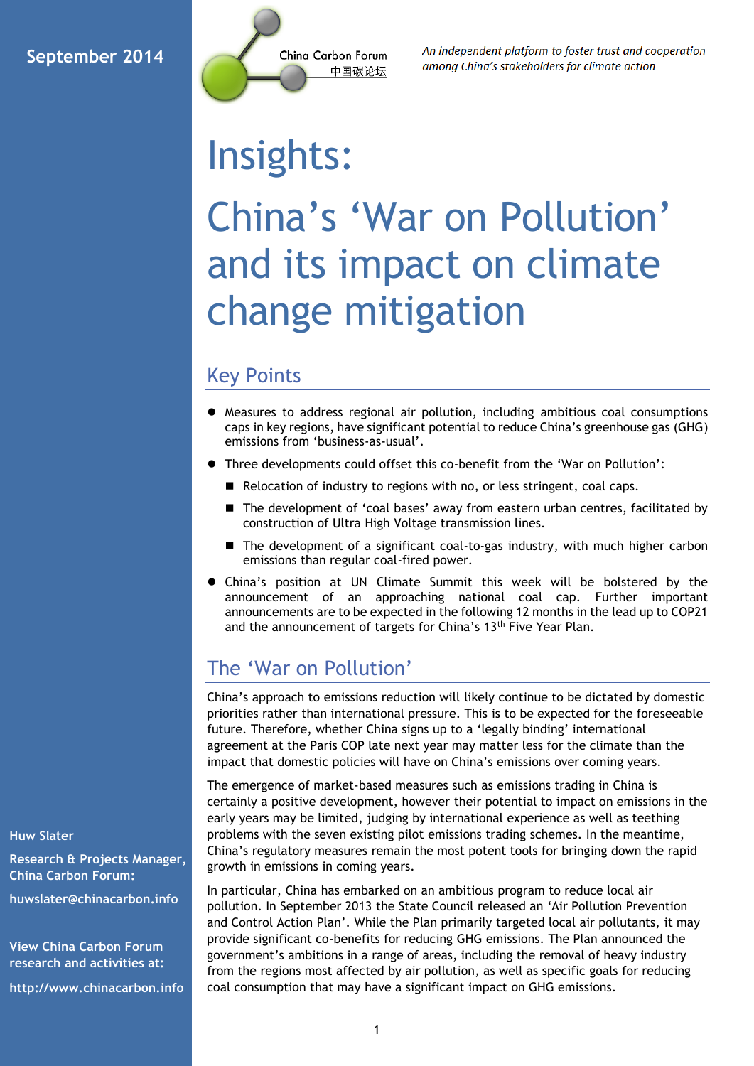September 2014

China Carbon Forum
中国碳论坛

*An independent platform to foster trust and cooperation among China's stakeholders for climate action*

# Insights:

# China's 'War on Pollution' and its impact on climate change mitigation

## Key Points

- Measures to address regional air pollution, including ambitious coal consumptions caps in key regions, have significant potential to reduce China's greenhouse gas (GHG) emissions from 'business-as-usual'.
- Three developments could offset this co-benefit from the 'War on Pollution':
  - Relocation of industry to regions with no, or less stringent, coal caps.
  - The development of 'coal bases' away from eastern urban centres, facilitated by construction of Ultra High Voltage transmission lines.
  - The development of a significant coal-to-gas industry, with much higher carbon emissions than regular coal-fired power.
- China's position at UN Climate Summit this week will be bolstered by the announcement of an approaching national coal cap. Further important announcements are to be expected in the following 12 months in the lead up to COP21 and the announcement of targets for China's 13th Five Year Plan.

## The 'War on Pollution'

China's approach to emissions reduction will likely continue to be dictated by domestic priorities rather than international pressure. This is to be expected for the foreseeable future. Therefore, whether China signs up to a 'legally binding' international agreement at the Paris COP late next year may matter less for the climate than the impact that domestic policies will have on China's emissions over coming years.

The emergence of market-based measures such as emissions trading in China is certainly a positive development, however their potential to impact on emissions in the early years may be limited, judging by international experience as well as teething problems with the seven existing pilot emissions trading schemes. In the meantime, China's regulatory measures remain the most potent tools for bringing down the rapid growth in emissions in coming years.

In particular, China has embarked on an ambitious program to reduce local air pollution. In September 2013 the State Council released an 'Air Pollution Prevention and Control Action Plan'. While the Plan primarily targeted local air pollutants, it may provide significant co-benefits for reducing GHG emissions. The Plan announced the government's ambitions in a range of areas, including the removal of heavy industry from the regions most affected by air pollution, as well as specific goals for reducing coal consumption that may have a significant impact on GHG emissions.

**Huw Slater**

**Research & Projects Manager, China Carbon Forum:**

**huwslater@chinacarbon.info**

**View China Carbon Forum research and activities at:**

**http://www.chinacarbon.info**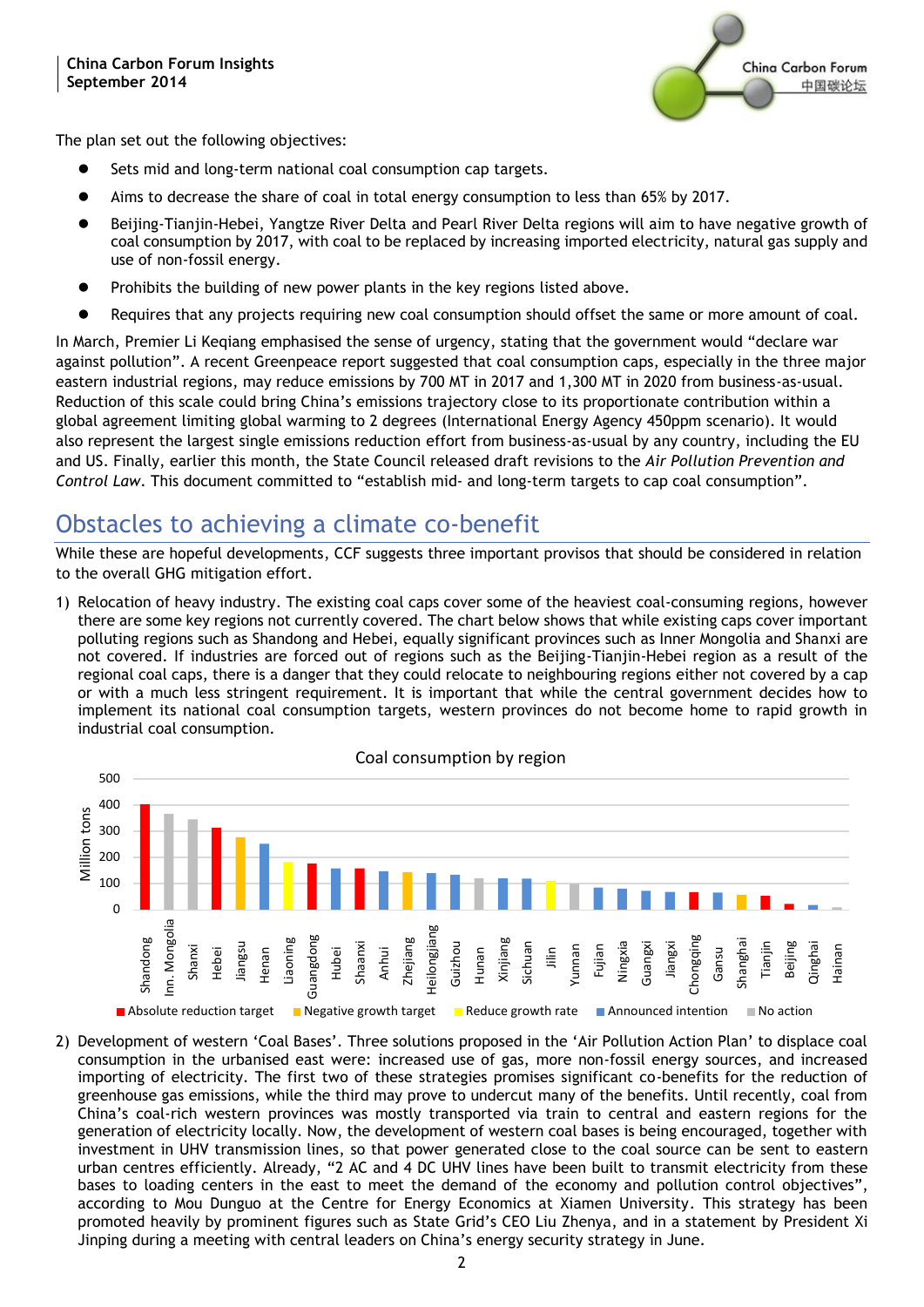The plan set out the following objectives:

- Sets mid and long-term national coal consumption cap targets.
- Aims to decrease the share of coal in total energy consumption to less than 65% by 2017.
- Beijing-Tianjin-Hebei, Yangtze River Delta and Pearl River Delta regions will aim to have negative growth of coal consumption by 2017, with coal to be replaced by increasing imported electricity, natural gas supply and use of non-fossil energy.
- Prohibits the building of new power plants in the key regions listed above.
- Requires that any projects requiring new coal consumption should offset the same or more amount of coal.

In March, Premier Li Keqiang emphasised the sense of urgency, stating that the government would "declare war against pollution". A recent Greenpeace report suggested that coal consumption caps, especially in the three major eastern industrial regions, may reduce emissions by 700 MT in 2017 and 1,300 MT in 2020 from business-as-usual. Reduction of this scale could bring China's emissions trajectory close to its proportionate contribution within a global agreement limiting global warming to 2 degrees (International Energy Agency 450ppm scenario). It would also represent the largest single emissions reduction effort from business-as-usual by any country, including the EU and US. Finally, earlier this month, the State Council released draft revisions to the *Air Pollution Prevention and Control Law*. This document committed to "establish mid- and long-term targets to cap coal consumption".

## Obstacles to achieving a climate co-benefit

While these are hopeful developments, CCF suggests three important provisos that should be considered in relation to the overall GHG mitigation effort.

1) Relocation of heavy industry. The existing coal caps cover some of the heaviest coal-consuming regions, however there are some key regions not currently covered. The chart below shows that while existing caps cover important polluting regions such as Shandong and Hebei, equally significant provinces such as Inner Mongolia and Shanxi are not covered. If industries are forced out of regions such as the Beijing-Tianjin-Hebei region as a result of the regional coal caps, there is a danger that they could relocate to neighbouring regions either not covered by a cap or with a much less stringent requirement. It is important that while the central government decides how to implement its national coal consumption targets, western provinces do not become home to rapid growth in industrial coal consumption.

Coal consumption by region

2) Development of western 'Coal Bases'. Three solutions proposed in the 'Air Pollution Action Plan' to displace coal consumption in the urbanised east were: increased use of gas, more non-fossil energy sources, and increased importing of electricity. The first two of these strategies promises significant co-benefits for the reduction of greenhouse gas emissions, while the third may prove to undercut many of the benefits. Until recently, coal from China's coal-rich western provinces was mostly transported via train to central and eastern regions for the generation of electricity locally. Now, the development of western coal bases is being encouraged, together with investment in UHV transmission lines, so that power generated close to the coal source can be sent to eastern urban centres efficiently. Already, "2 AC and 4 DC UHV lines have been built to transmit electricity from these bases to loading centers in the east to meet the demand of the economy and pollution control objectives", according to Mou Dunguo at the Centre for Energy Economics at Xiamen University. This strategy has been promoted heavily by prominent figures such as State Grid's CEO Liu Zhenya, and in a statement by President Xi Jinping during a meeting with central leaders on China's energy security strategy in June.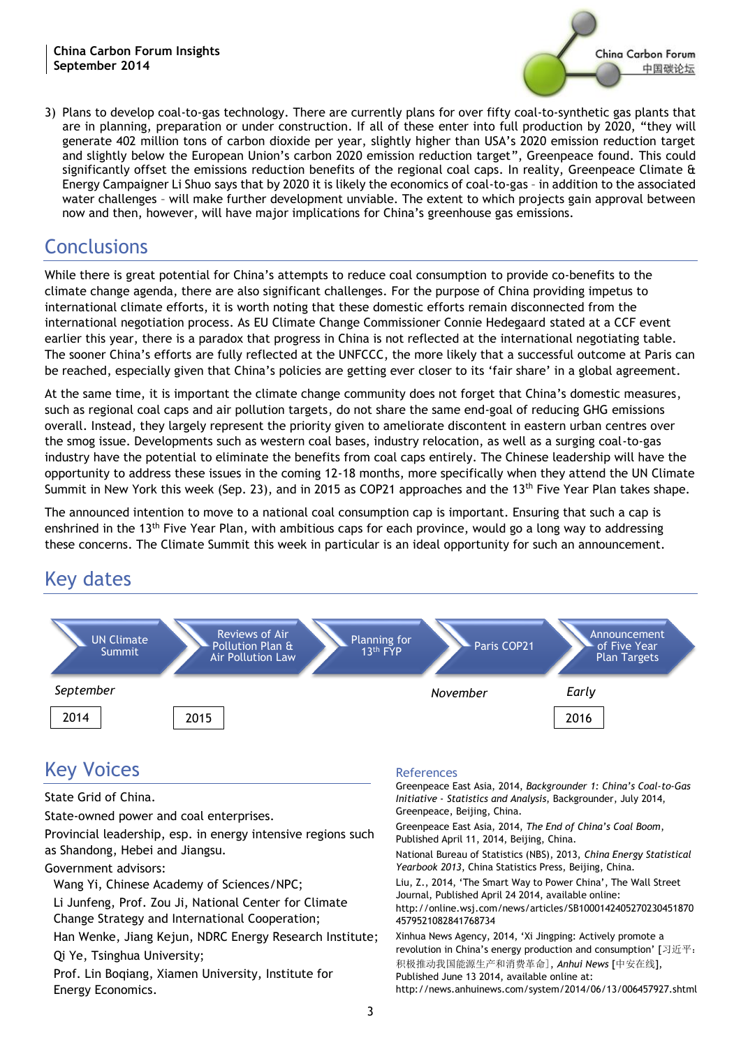3) Plans to develop coal-to-gas technology. There are currently plans for over fifty coal-to-synthetic gas plants that are in planning, preparation or under construction. If all of these enter into full production by 2020, "they will generate 402 million tons of carbon dioxide per year, slightly higher than USA's 2020 emission reduction target and slightly below the European Union's carbon 2020 emission reduction target", Greenpeace found. This could significantly offset the emissions reduction benefits of the regional coal caps. In reality, Greenpeace Climate & Energy Campaigner Li Shuo says that by 2020 it is likely the economics of coal-to-gas – in addition to the associated water challenges – will make further development unviable. The extent to which projects gain approval between now and then, however, will have major implications for China's greenhouse gas emissions.

## Conclusions

While there is great potential for China's attempts to reduce coal consumption to provide co-benefits to the climate change agenda, there are also significant challenges. For the purpose of China providing impetus to international climate efforts, it is worth noting that these domestic efforts remain disconnected from the international negotiation process. As EU Climate Change Commissioner Connie Hedegaard stated at a CCF event earlier this year, there is a paradox that progress in China is not reflected at the international negotiating table. The sooner China's efforts are fully reflected at the UNFCCC, the more likely that a successful outcome at Paris can be reached, especially given that China's policies are getting ever closer to its 'fair share' in a global agreement.

At the same time, it is important the climate change community does not forget that China's domestic measures, such as regional coal caps and air pollution targets, do not share the same end-goal of reducing GHG emissions overall. Instead, they largely represent the priority given to ameliorate discontent in eastern urban centres over the smog issue. Developments such as western coal bases, industry relocation, as well as a surging coal-to-gas industry have the potential to eliminate the benefits from coal caps entirely. The Chinese leadership will have the opportunity to address these issues in the coming 12-18 months, more specifically when they attend the UN Climate Summit in New York this week (Sep. 23), and in 2015 as COP21 approaches and the 13th Five Year Plan takes shape.

The announced intention to move to a national coal consumption cap is important. Ensuring that such a cap is enshrined in the 13th Five Year Plan, with ambitious caps for each province, would go a long way to addressing these concerns. The Climate Summit this week in particular is an ideal opportunity for such an announcement.

## Key dates

UN Climate Summit → Reviews of Air Pollution Plan & Air Pollution Law → Planning for 13th FYP → Paris COP21 → Announcement of Five Year Plan Targets

September

2014

2015

November

Early

2016

## Key Voices

State Grid of China.

State-owned power and coal enterprises.

Provincial leadership, esp. in energy intensive regions such as Shandong, Hebei and Jiangsu.

Government advisors:

- Wang Yi, Chinese Academy of Sciences/NPC;
- Li Junfeng, Prof. Zou Ji, National Center for Climate Change Strategy and International Cooperation;
- Han Wenke, Jiang Kejun, NDRC Energy Research Institute;
- Qi Ye, Tsinghua University;
- Prof. Lin Boqiang, Xiamen University, Institute for Energy Economics.

### References

Greenpeace East Asia, 2014, *Backgrounder 1: China's Coal-to-Gas Initiative - Statistics and Analysis*, Backgrounder, July 2014, Greenpeace, Beijing, China.

Greenpeace East Asia, 2014, *The End of China's Coal Boom*, Published April 11, 2014, Beijing, China.

National Bureau of Statistics (NBS), 2013, *China Energy Statistical Yearbook 2013*, China Statistics Press, Beijing, China.

Liu, Z., 2014, 'The Smart Way to Power China', The Wall Street Journal, Published April 24 2014, available online: http://online.wsj.com/news/articles/SB10001424052702304518704579521082841768734

Xinhua News Agency, 2014, 'Xi Jingping: Actively promote a revolution in China's energy production and consumption' [习近平：积极推动我国能源生产和消费革命], *Anhui News* [中安在线], Published June 13 2014, available online at: http://news.anhuinews.com/system/2014/06/13/006457927.shtml